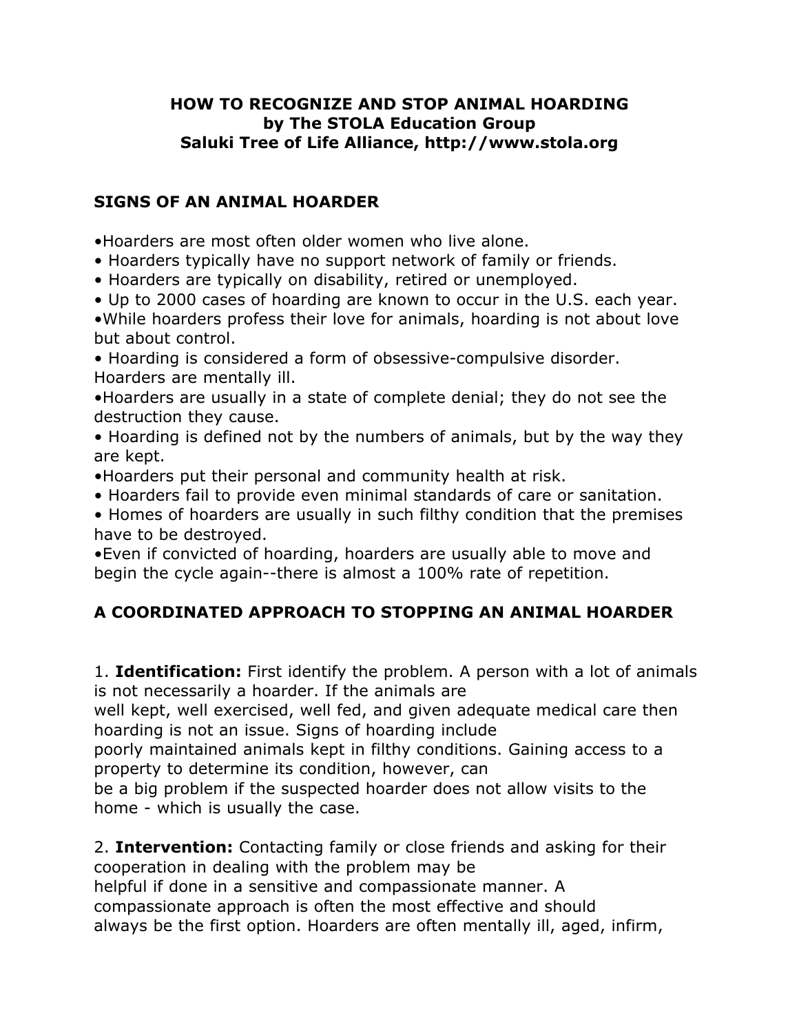# HOW TO RECOGNIZE AND STOP ANIMAL HOARDING
**by The STOLA Education Group**
**Saluki Tree of Life Alliance, http://www.stola.org**

## SIGNS OF AN ANIMAL HOARDER

- Hoarders are most often older women who live alone.
- Hoarders typically have no support network of family or friends.
- Hoarders are typically on disability, retired or unemployed.
- Up to 2000 cases of hoarding are known to occur in the U.S. each year.
- While hoarders profess their love for animals, hoarding is not about love but about control.
- Hoarding is considered a form of obsessive-compulsive disorder. Hoarders are mentally ill.
- Hoarders are usually in a state of complete denial; they do not see the destruction they cause.
- Hoarding is defined not by the numbers of animals, but by the way they are kept.
- Hoarders put their personal and community health at risk.
- Hoarders fail to provide even minimal standards of care or sanitation.
- Homes of hoarders are usually in such filthy condition that the premises have to be destroyed.
- Even if convicted of hoarding, hoarders are usually able to move and begin the cycle again--there is almost a 100% rate of repetition.

## A COORDINATED APPROACH TO STOPPING AN ANIMAL HOARDER

1. **Identification:** First identify the problem. A person with a lot of animals is not necessarily a hoarder. If the animals are well kept, well exercised, well fed, and given adequate medical care then hoarding is not an issue. Signs of hoarding include poorly maintained animals kept in filthy conditions. Gaining access to a property to determine its condition, however, can be a big problem if the suspected hoarder does not allow visits to the home - which is usually the case.

2. **Intervention:** Contacting family or close friends and asking for their cooperation in dealing with the problem may be helpful if done in a sensitive and compassionate manner. A compassionate approach is often the most effective and should always be the first option. Hoarders are often mentally ill, aged, infirm,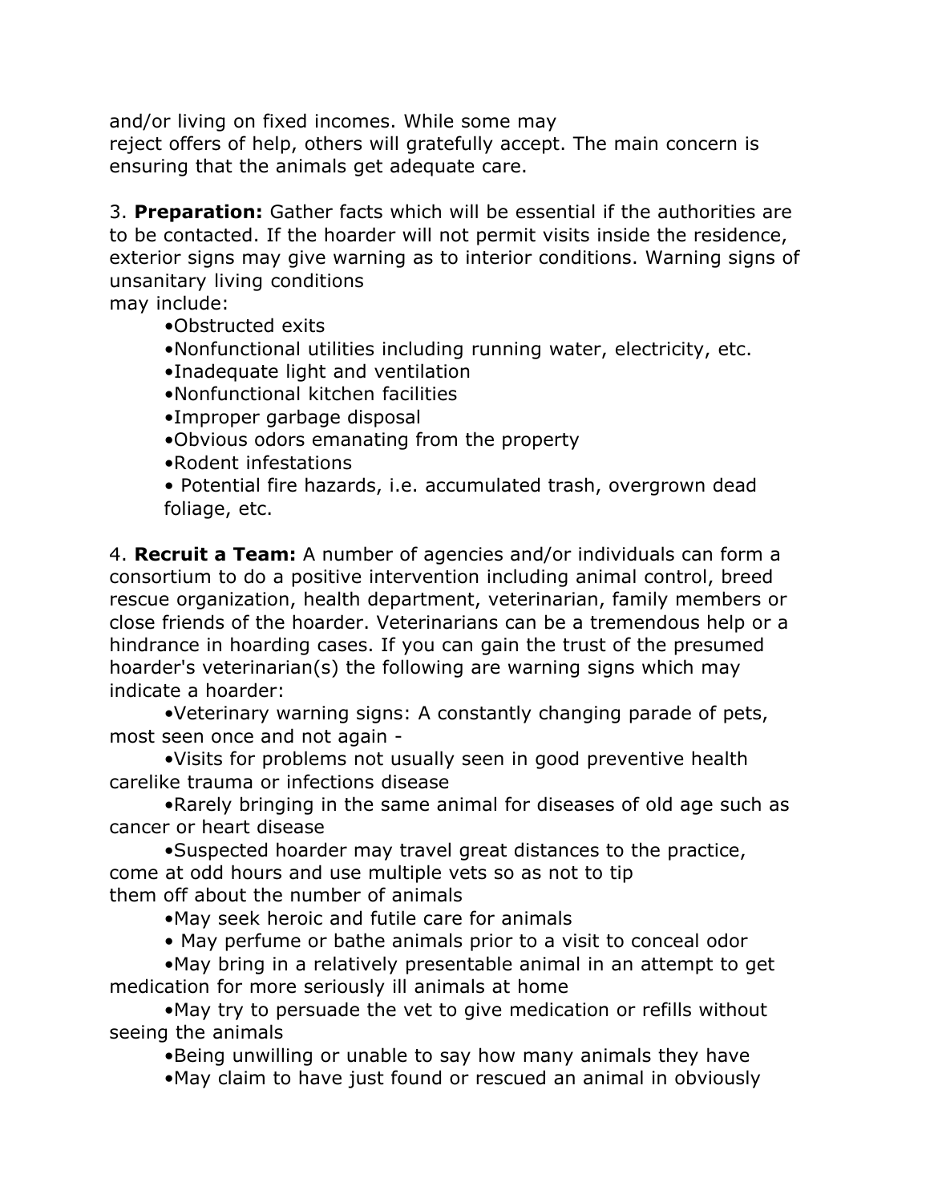and/or living on fixed incomes. While some may reject offers of help, others will gratefully accept. The main concern is ensuring that the animals get adequate care.

3. **Preparation:** Gather facts which will be essential if the authorities are to be contacted. If the hoarder will not permit visits inside the residence, exterior signs may give warning as to interior conditions. Warning signs of unsanitary living conditions may include:

- Obstructed exits
- Nonfunctional utilities including running water, electricity, etc.
- Inadequate light and ventilation
- Nonfunctional kitchen facilities
- Improper garbage disposal
- Obvious odors emanating from the property
- Rodent infestations
- Potential fire hazards, i.e. accumulated trash, overgrown dead foliage, etc.

4. **Recruit a Team:** A number of agencies and/or individuals can form a consortium to do a positive intervention including animal control, breed rescue organization, health department, veterinarian, family members or close friends of the hoarder. Veterinarians can be a tremendous help or a hindrance in hoarding cases. If you can gain the trust of the presumed hoarder's veterinarian(s) the following are warning signs which may indicate a hoarder:

- Veterinary warning signs: A constantly changing parade of pets, most seen once and not again -
- Visits for problems not usually seen in good preventive health carelike trauma or infections disease
- Rarely bringing in the same animal for diseases of old age such as cancer or heart disease
- Suspected hoarder may travel great distances to the practice, come at odd hours and use multiple vets so as not to tip them off about the number of animals
- May seek heroic and futile care for animals
- May perfume or bathe animals prior to a visit to conceal odor
- May bring in a relatively presentable animal in an attempt to get medication for more seriously ill animals at home
- May try to persuade the vet to give medication or refills without seeing the animals
- Being unwilling or unable to say how many animals they have
- May claim to have just found or rescued an animal in obviously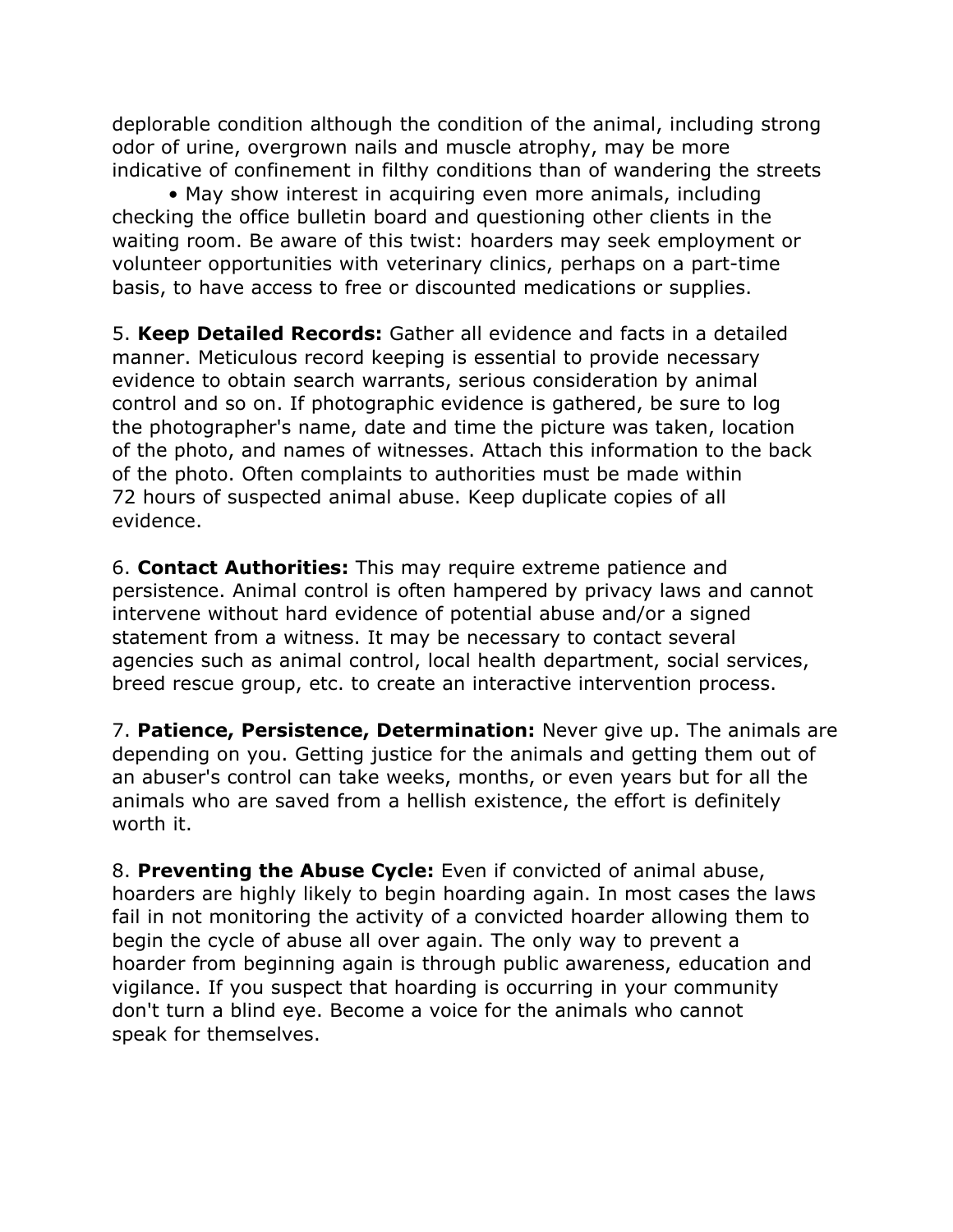deplorable condition although the condition of the animal, including strong odor of urine, overgrown nails and muscle atrophy, may be more indicative of confinement in filthy conditions than of wandering the streets

- May show interest in acquiring even more animals, including checking the office bulletin board and questioning other clients in the waiting room. Be aware of this twist: hoarders may seek employment or volunteer opportunities with veterinary clinics, perhaps on a part-time basis, to have access to free or discounted medications or supplies.

5. **Keep Detailed Records:** Gather all evidence and facts in a detailed manner. Meticulous record keeping is essential to provide necessary evidence to obtain search warrants, serious consideration by animal control and so on. If photographic evidence is gathered, be sure to log the photographer's name, date and time the picture was taken, location of the photo, and names of witnesses. Attach this information to the back of the photo. Often complaints to authorities must be made within 72 hours of suspected animal abuse. Keep duplicate copies of all evidence.

6. **Contact Authorities:** This may require extreme patience and persistence. Animal control is often hampered by privacy laws and cannot intervene without hard evidence of potential abuse and/or a signed statement from a witness. It may be necessary to contact several agencies such as animal control, local health department, social services, breed rescue group, etc. to create an interactive intervention process.

7. **Patience, Persistence, Determination:** Never give up. The animals are depending on you. Getting justice for the animals and getting them out of an abuser's control can take weeks, months, or even years but for all the animals who are saved from a hellish existence, the effort is definitely worth it.

8. **Preventing the Abuse Cycle:** Even if convicted of animal abuse, hoarders are highly likely to begin hoarding again. In most cases the laws fail in not monitoring the activity of a convicted hoarder allowing them to begin the cycle of abuse all over again. The only way to prevent a hoarder from beginning again is through public awareness, education and vigilance. If you suspect that hoarding is occurring in your community don't turn a blind eye. Become a voice for the animals who cannot speak for themselves.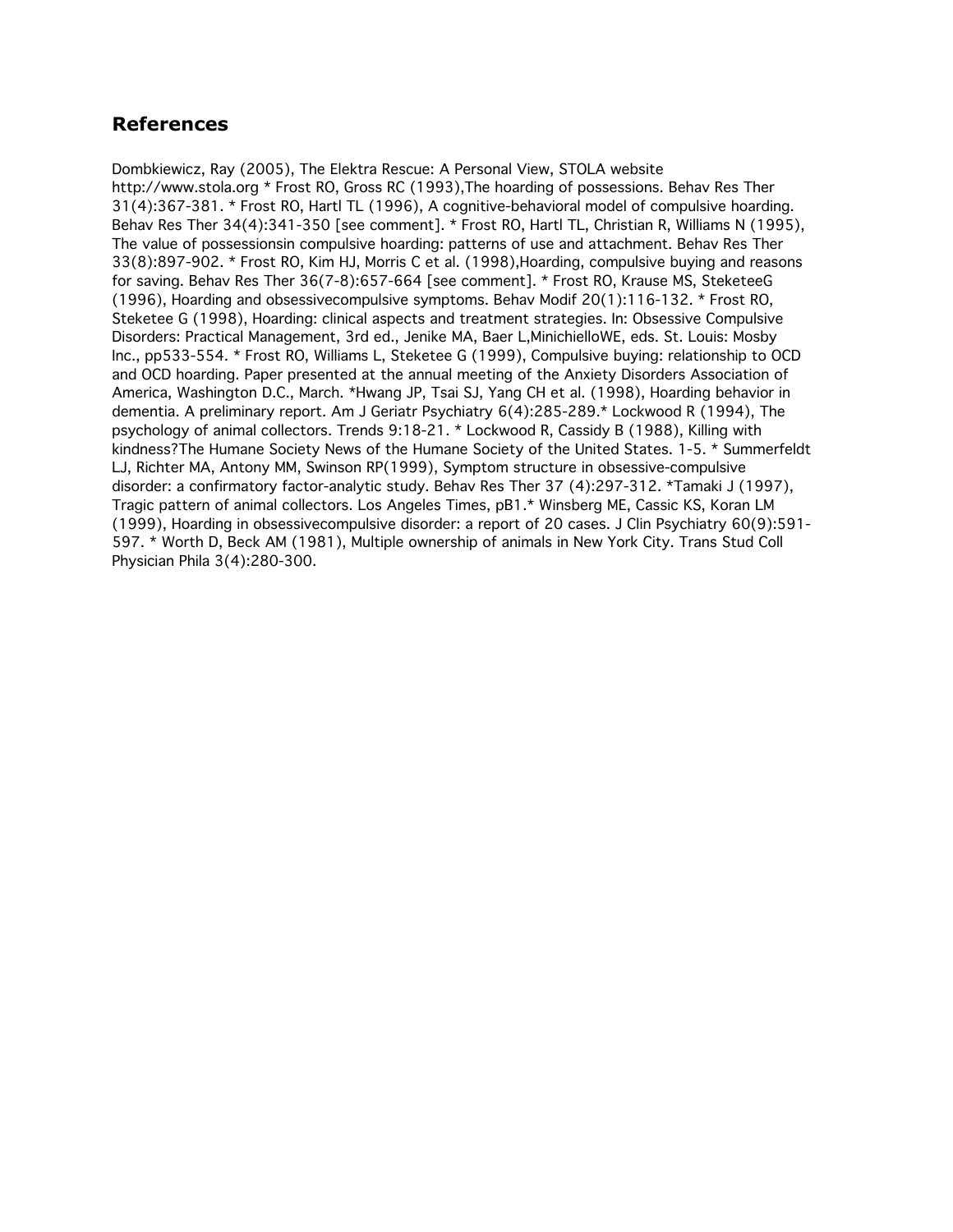## References

Dombkiewicz, Ray (2005), The Elektra Rescue: A Personal View, STOLA website http://www.stola.org * Frost RO, Gross RC (1993),The hoarding of possessions. Behav Res Ther 31(4):367-381. * Frost RO, Hartl TL (1996), A cognitive-behavioral model of compulsive hoarding. Behav Res Ther 34(4):341-350 [see comment]. * Frost RO, Hartl TL, Christian R, Williams N (1995), The value of possessionsin compulsive hoarding: patterns of use and attachment. Behav Res Ther 33(8):897-902. * Frost RO, Kim HJ, Morris C et al. (1998),Hoarding, compulsive buying and reasons for saving. Behav Res Ther 36(7-8):657-664 [see comment]. * Frost RO, Krause MS, SteketeeG (1996), Hoarding and obsessivecompulsive symptoms. Behav Modif 20(1):116-132. * Frost RO, Steketee G (1998), Hoarding: clinical aspects and treatment strategies. In: Obsessive Compulsive Disorders: Practical Management, 3rd ed., Jenike MA, Baer L,MinichielloWE, eds. St. Louis: Mosby Inc., pp533-554. * Frost RO, Williams L, Steketee G (1999), Compulsive buying: relationship to OCD and OCD hoarding. Paper presented at the annual meeting of the Anxiety Disorders Association of America, Washington D.C., March. *Hwang JP, Tsai SJ, Yang CH et al. (1998), Hoarding behavior in dementia. A preliminary report. Am J Geriatr Psychiatry 6(4):285-289.* Lockwood R (1994), The psychology of animal collectors. Trends 9:18-21. * Lockwood R, Cassidy B (1988), Killing with kindness?The Humane Society News of the Humane Society of the United States. 1-5. * Summerfeldt LJ, Richter MA, Antony MM, Swinson RP(1999), Symptom structure in obsessive-compulsive disorder: a confirmatory factor-analytic study. Behav Res Ther 37 (4):297-312. *Tamaki J (1997), Tragic pattern of animal collectors. Los Angeles Times, pB1.* Winsberg ME, Cassic KS, Koran LM (1999), Hoarding in obsessivecompulsive disorder: a report of 20 cases. J Clin Psychiatry 60(9):591-597. * Worth D, Beck AM (1981), Multiple ownership of animals in New York City. Trans Stud Coll Physician Phila 3(4):280-300.